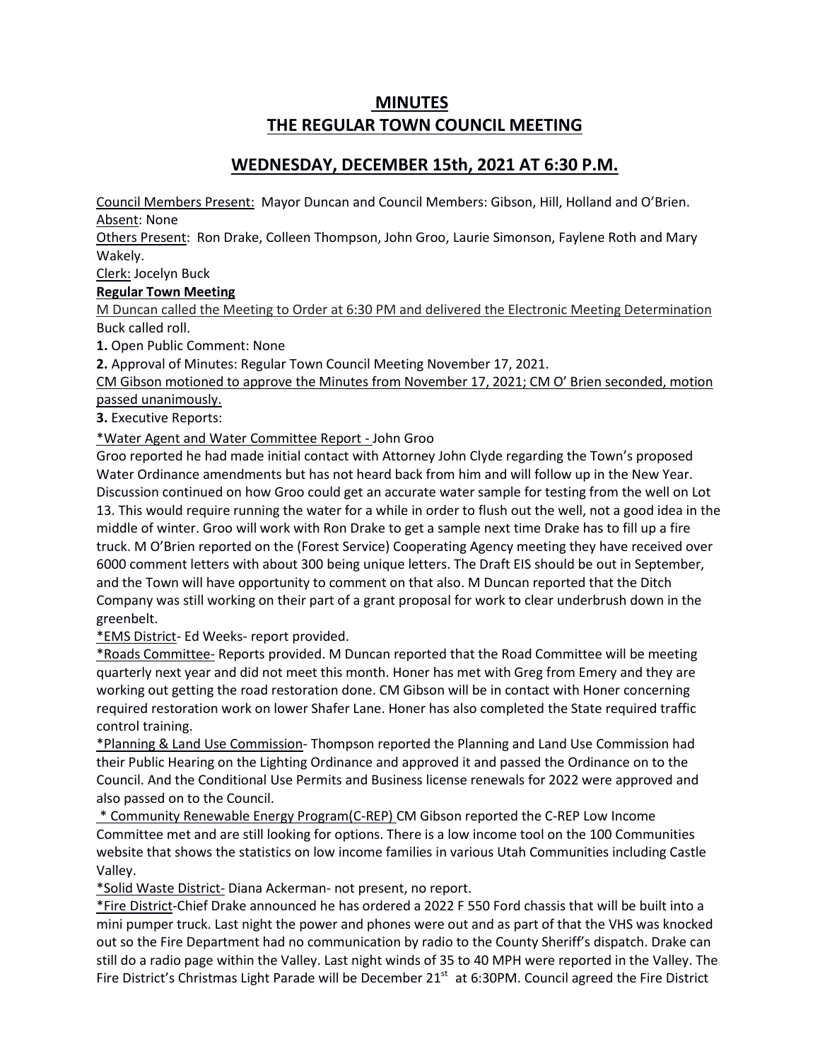# MINUTES
# THE REGULAR TOWN COUNCIL MEETING

## WEDNESDAY, DECEMBER 15th, 2021 AT 6:30 P.M.

Council Members Present: Mayor Duncan and Council Members: Gibson, Hill, Holland and O'Brien.
Absent: None
Others Present: Ron Drake, Colleen Thompson, John Groo, Laurie Simonson, Faylene Roth and Mary Wakely.
Clerk: Jocelyn Buck

**Regular Town Meeting**

M Duncan called the Meeting to Order at 6:30 PM and delivered the Electronic Meeting Determination
Buck called roll.

**1.** Open Public Comment: None

**2.** Approval of Minutes: Regular Town Council Meeting November 17, 2021.

CM Gibson motioned to approve the Minutes from November 17, 2021; CM O' Brien seconded, motion passed unanimously.

**3.** Executive Reports:

*Water Agent and Water Committee Report - John Groo

Groo reported he had made initial contact with Attorney John Clyde regarding the Town's proposed Water Ordinance amendments but has not heard back from him and will follow up in the New Year. Discussion continued on how Groo could get an accurate water sample for testing from the well on Lot 13. This would require running the water for a while in order to flush out the well, not a good idea in the middle of winter. Groo will work with Ron Drake to get a sample next time Drake has to fill up a fire truck. M O'Brien reported on the (Forest Service) Cooperating Agency meeting they have received over 6000 comment letters with about 300 being unique letters. The Draft EIS should be out in September, and the Town will have opportunity to comment on that also. M Duncan reported that the Ditch Company was still working on their part of a grant proposal for work to clear underbrush down in the greenbelt.

*EMS District- Ed Weeks- report provided.

*Roads Committee- Reports provided. M Duncan reported that the Road Committee will be meeting quarterly next year and did not meet this month. Honer has met with Greg from Emery and they are working out getting the road restoration done. CM Gibson will be in contact with Honer concerning required restoration work on lower Shafer Lane. Honer has also completed the State required traffic control training.

*Planning & Land Use Commission- Thompson reported the Planning and Land Use Commission had their Public Hearing on the Lighting Ordinance and approved it and passed the Ordinance on to the Council. And the Conditional Use Permits and Business license renewals for 2022 were approved and also passed on to the Council.

* Community Renewable Energy Program(C-REP) CM Gibson reported the C-REP Low Income Committee met and are still looking for options. There is a low income tool on the 100 Communities website that shows the statistics on low income families in various Utah Communities including Castle Valley.

*Solid Waste District- Diana Ackerman- not present, no report.

*Fire District-Chief Drake announced he has ordered a 2022 F 550 Ford chassis that will be built into a mini pumper truck. Last night the power and phones were out and as part of that the VHS was knocked out so the Fire Department had no communication by radio to the County Sheriff's dispatch. Drake can still do a radio page within the Valley. Last night winds of 35 to 40 MPH were reported in the Valley. The Fire District's Christmas Light Parade will be December 21st at 6:30PM. Council agreed the Fire District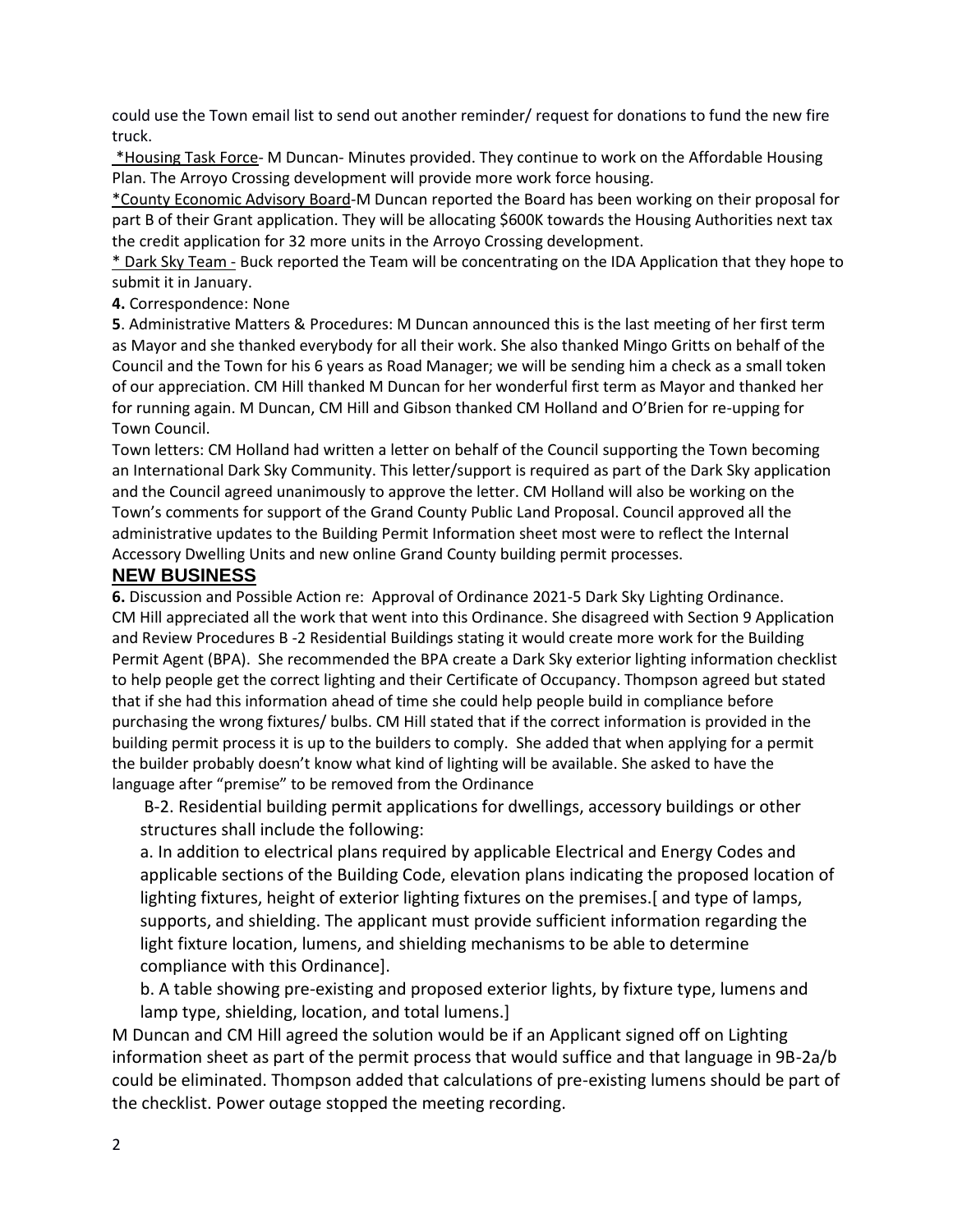could use the Town email list to send out another reminder/ request for donations to fund the new fire truck.

*Housing Task Force- M Duncan- Minutes provided. They continue to work on the Affordable Housing Plan. The Arroyo Crossing development will provide more work force housing.

*County Economic Advisory Board-M Duncan reported the Board has been working on their proposal for part B of their Grant application. They will be allocating $600K towards the Housing Authorities next tax the credit application for 32 more units in the Arroyo Crossing development.

* Dark Sky Team - Buck reported the Team will be concentrating on the IDA Application that they hope to submit it in January.

**4.** Correspondence: None

**5**. Administrative Matters & Procedures: M Duncan announced this is the last meeting of her first term as Mayor and she thanked everybody for all their work. She also thanked Mingo Gritts on behalf of the Council and the Town for his 6 years as Road Manager; we will be sending him a check as a small token of our appreciation. CM Hill thanked M Duncan for her wonderful first term as Mayor and thanked her for running again. M Duncan, CM Hill and Gibson thanked CM Holland and O'Brien for re-upping for Town Council.

Town letters: CM Holland had written a letter on behalf of the Council supporting the Town becoming an International Dark Sky Community. This letter/support is required as part of the Dark Sky application and the Council agreed unanimously to approve the letter. CM Holland will also be working on the Town's comments for support of the Grand County Public Land Proposal. Council approved all the administrative updates to the Building Permit Information sheet most were to reflect the Internal Accessory Dwelling Units and new online Grand County building permit processes.

## NEW BUSINESS

**6.** Discussion and Possible Action re: Approval of Ordinance 2021-5 Dark Sky Lighting Ordinance. CM Hill appreciated all the work that went into this Ordinance. She disagreed with Section 9 Application and Review Procedures B -2 Residential Buildings stating it would create more work for the Building Permit Agent (BPA). She recommended the BPA create a Dark Sky exterior lighting information checklist to help people get the correct lighting and their Certificate of Occupancy. Thompson agreed but stated that if she had this information ahead of time she could help people build in compliance before purchasing the wrong fixtures/ bulbs. CM Hill stated that if the correct information is provided in the building permit process it is up to the builders to comply. She added that when applying for a permit the builder probably doesn't know what kind of lighting will be available. She asked to have the language after "premise" to be removed from the Ordinance

B-2. Residential building permit applications for dwellings, accessory buildings or other structures shall include the following:

a. In addition to electrical plans required by applicable Electrical and Energy Codes and applicable sections of the Building Code, elevation plans indicating the proposed location of lighting fixtures, height of exterior lighting fixtures on the premises.[ and type of lamps, supports, and shielding. The applicant must provide sufficient information regarding the light fixture location, lumens, and shielding mechanisms to be able to determine compliance with this Ordinance].

b. A table showing pre-existing and proposed exterior lights, by fixture type, lumens and lamp type, shielding, location, and total lumens.]

M Duncan and CM Hill agreed the solution would be if an Applicant signed off on Lighting information sheet as part of the permit process that would suffice and that language in 9B-2a/b could be eliminated. Thompson added that calculations of pre-existing lumens should be part of the checklist. Power outage stopped the meeting recording.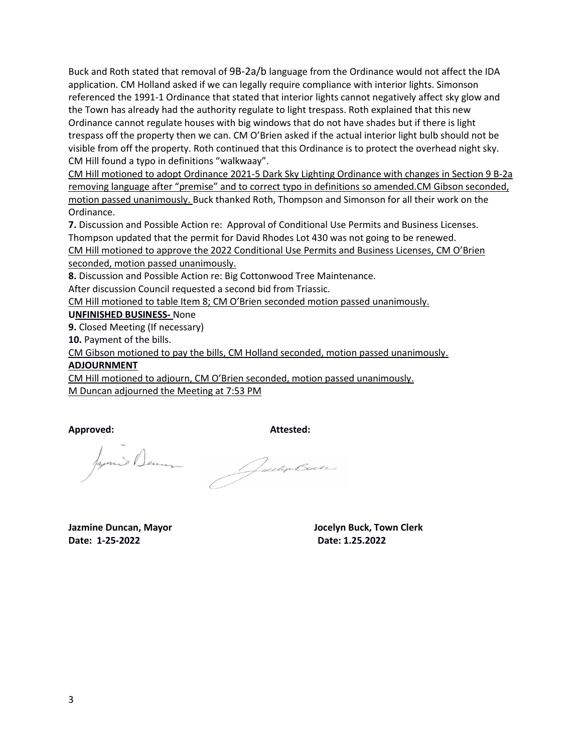Buck and Roth stated that removal of 9B-2a/b language from the Ordinance would not affect the IDA application. CM Holland asked if we can legally require compliance with interior lights. Simonson referenced the 1991-1 Ordinance that stated that interior lights cannot negatively affect sky glow and the Town has already had the authority regulate to light trespass. Roth explained that this new Ordinance cannot regulate houses with big windows that do not have shades but if there is light trespass off the property then we can. CM O'Brien asked if the actual interior light bulb should not be visible from off the property. Roth continued that this Ordinance is to protect the overhead night sky. CM Hill found a typo in definitions "walkwaay".

<u>CM Hill motioned to adopt Ordinance 2021-5 Dark Sky Lighting Ordinance with changes in Section 9 B-2a removing language after "premise" and to correct typo in definitions so amended.CM Gibson seconded, motion passed unanimously.</u> Buck thanked Roth, Thompson and Simonson for all their work on the Ordinance.

**7.** Discussion and Possible Action re: Approval of Conditional Use Permits and Business Licenses.
Thompson updated that the permit for David Rhodes Lot 430 was not going to be renewed.
<u>CM Hill motioned to approve the 2022 Conditional Use Permits and Business Licenses, CM O'Brien seconded, motion passed unanimously.</u>

**8.** Discussion and Possible Action re: Big Cottonwood Tree Maintenance.
After discussion Council requested a second bid from Triassic.
<u>CM Hill motioned to table Item 8; CM O'Brien seconded motion passed unanimously.</u>

**UNFINISHED BUSINESS-** None

**9.** Closed Meeting (If necessary)

**10.** Payment of the bills.
<u>CM Gibson motioned to pay the bills, CM Holland seconded, motion passed unanimously.</u>

**ADJOURNMENT**

<u>CM Hill motioned to adjourn, CM O'Brien seconded, motion passed unanimously.</u>
<u>M Duncan adjourned the Meeting at 7:53 PM</u>

**Approved:** **Attested:**

**Jazmine Duncan, Mayor**
**Date: 1-25-2022**

**Jocelyn Buck, Town Clerk**
**Date: 1.25.2022**